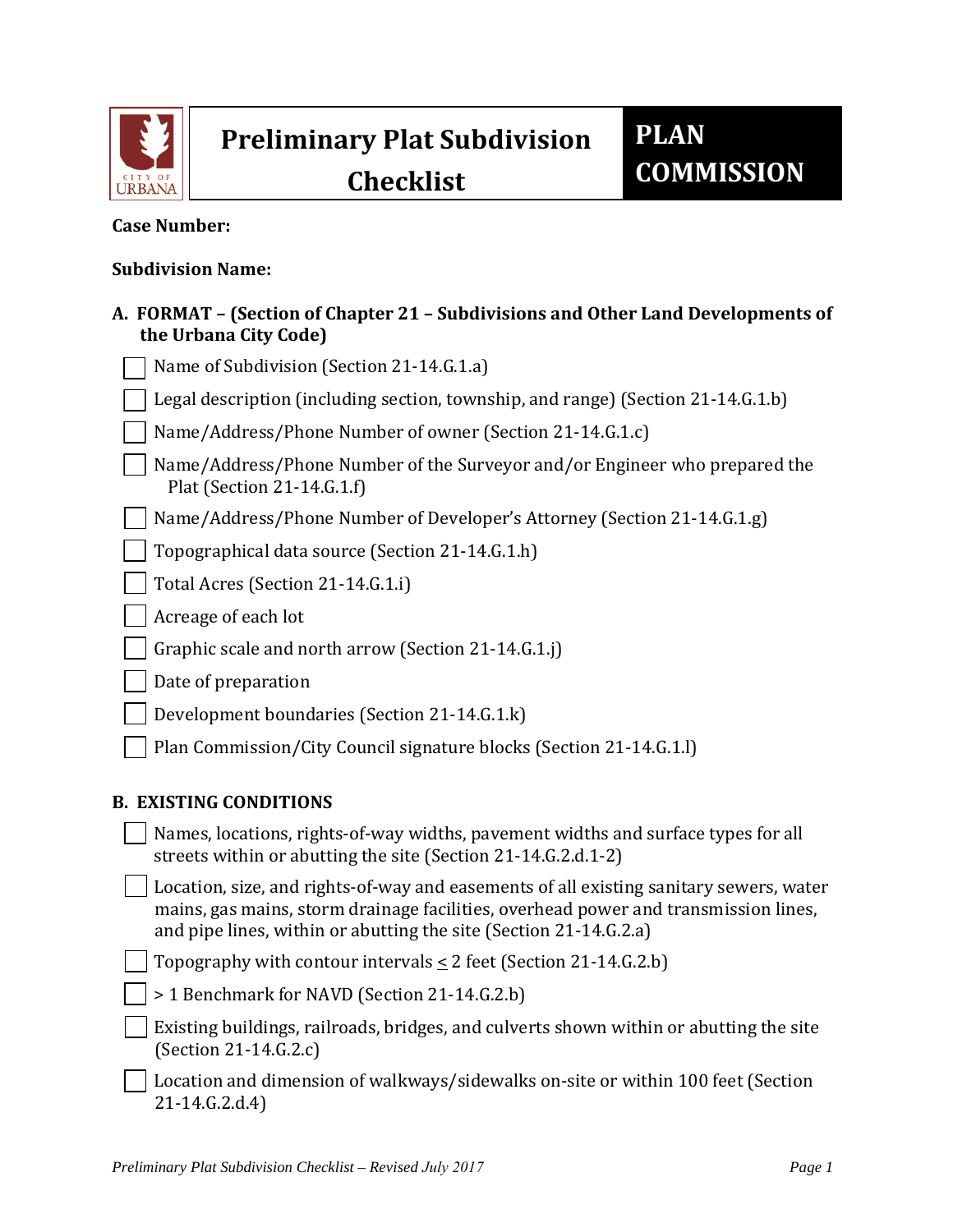# Preliminary Plat Subdivision Checklist

**PLAN COMMISSION**

**Case Number:**

**Subdivision Name:**

## A. FORMAT – (Section of Chapter 21 – Subdivisions and Other Land Developments of the Urbana City Code)

- [ ] Name of Subdivision (Section 21-14.G.1.a)
- [ ] Legal description (including section, township, and range) (Section 21-14.G.1.b)
- [ ] Name/Address/Phone Number of owner (Section 21-14.G.1.c)
- [ ] Name/Address/Phone Number of the Surveyor and/or Engineer who prepared the Plat (Section 21-14.G.1.f)
- [ ] Name/Address/Phone Number of Developer's Attorney (Section 21-14.G.1.g)
- [ ] Topographical data source (Section 21-14.G.1.h)
- [ ] Total Acres (Section 21-14.G.1.i)
- [ ] Acreage of each lot
- [ ] Graphic scale and north arrow (Section 21-14.G.1.j)
- [ ] Date of preparation
- [ ] Development boundaries (Section 21-14.G.1.k)
- [ ] Plan Commission/City Council signature blocks (Section 21-14.G.1.l)

## B. EXISTING CONDITIONS

- [ ] Names, locations, rights-of-way widths, pavement widths and surface types for all streets within or abutting the site (Section 21-14.G.2.d.1-2)
- [ ] Location, size, and rights-of-way and easements of all existing sanitary sewers, water mains, gas mains, storm drainage facilities, overhead power and transmission lines, and pipe lines, within or abutting the site (Section 21-14.G.2.a)
- [ ] Topography with contour intervals $\leq$ 2 feet (Section 21-14.G.2.b)
- [ ] > 1 Benchmark for NAVD (Section 21-14.G.2.b)
- [ ] Existing buildings, railroads, bridges, and culverts shown within or abutting the site (Section 21-14.G.2.c)
- [ ] Location and dimension of walkways/sidewalks on-site or within 100 feet (Section 21-14.G.2.d.4)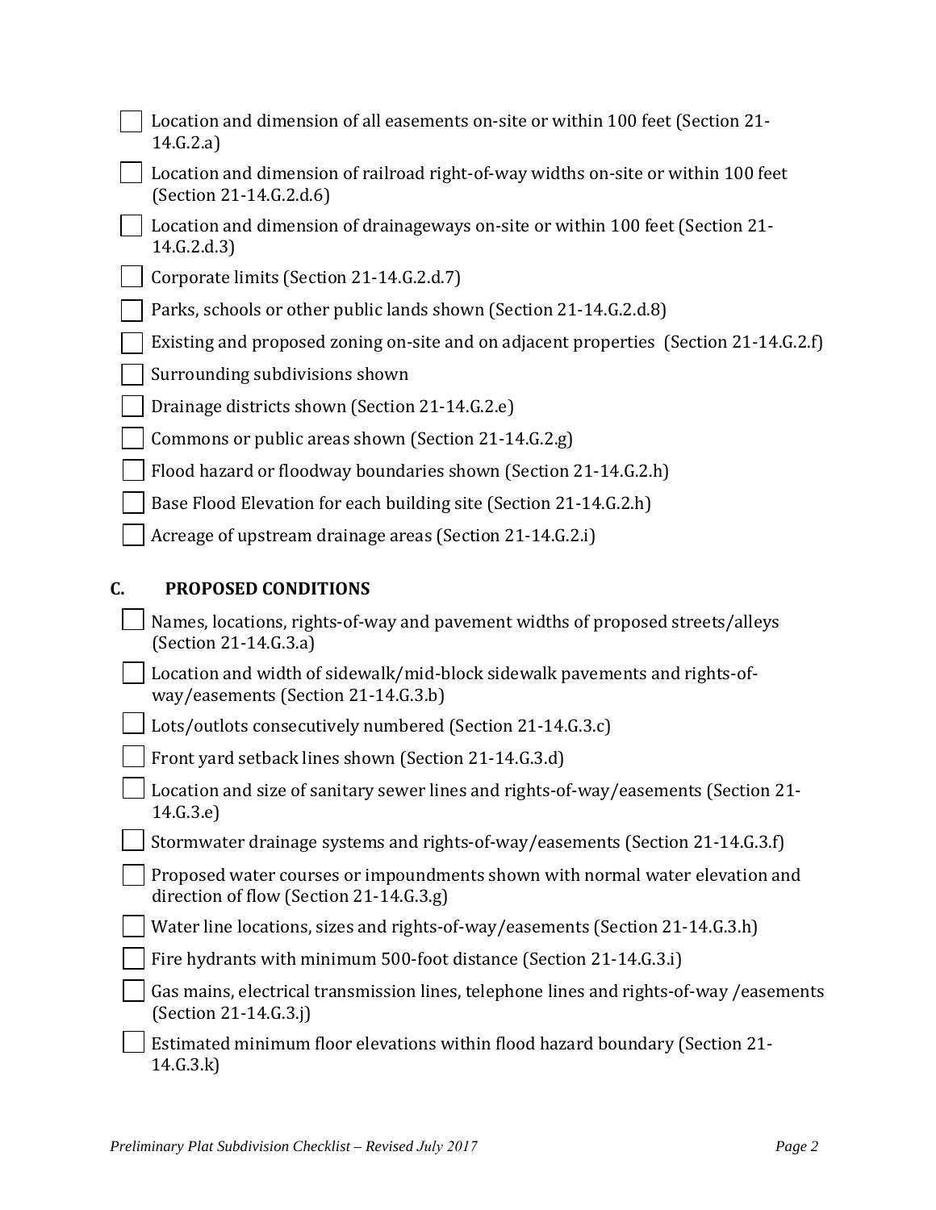- [ ] Location and dimension of all easements on-site or within 100 feet (Section 21-14.G.2.a)
- [ ] Location and dimension of railroad right-of-way widths on-site or within 100 feet (Section 21-14.G.2.d.6)
- [ ] Location and dimension of drainageways on-site or within 100 feet (Section 21-14.G.2.d.3)
- [ ] Corporate limits (Section 21-14.G.2.d.7)
- [ ] Parks, schools or other public lands shown (Section 21-14.G.2.d.8)
- [ ] Existing and proposed zoning on-site and on adjacent properties (Section 21-14.G.2.f)
- [ ] Surrounding subdivisions shown
- [ ] Drainage districts shown (Section 21-14.G.2.e)
- [ ] Commons or public areas shown (Section 21-14.G.2.g)
- [ ] Flood hazard or floodway boundaries shown (Section 21-14.G.2.h)
- [ ] Base Flood Elevation for each building site (Section 21-14.G.2.h)
- [ ] Acreage of upstream drainage areas (Section 21-14.G.2.i)

## C. PROPOSED CONDITIONS

- [ ] Names, locations, rights-of-way and pavement widths of proposed streets/alleys (Section 21-14.G.3.a)
- [ ] Location and width of sidewalk/mid-block sidewalk pavements and rights-of-way/easements (Section 21-14.G.3.b)
- [ ] Lots/outlots consecutively numbered (Section 21-14.G.3.c)
- [ ] Front yard setback lines shown (Section 21-14.G.3.d)
- [ ] Location and size of sanitary sewer lines and rights-of-way/easements (Section 21-14.G.3.e)
- [ ] Stormwater drainage systems and rights-of-way/easements (Section 21-14.G.3.f)
- [ ] Proposed water courses or impoundments shown with normal water elevation and direction of flow (Section 21-14.G.3.g)
- [ ] Water line locations, sizes and rights-of-way/easements (Section 21-14.G.3.h)
- [ ] Fire hydrants with minimum 500-foot distance (Section 21-14.G.3.i)
- [ ] Gas mains, electrical transmission lines, telephone lines and rights-of-way /easements (Section 21-14.G.3.j)
- [ ] Estimated minimum floor elevations within flood hazard boundary (Section 21-14.G.3.k)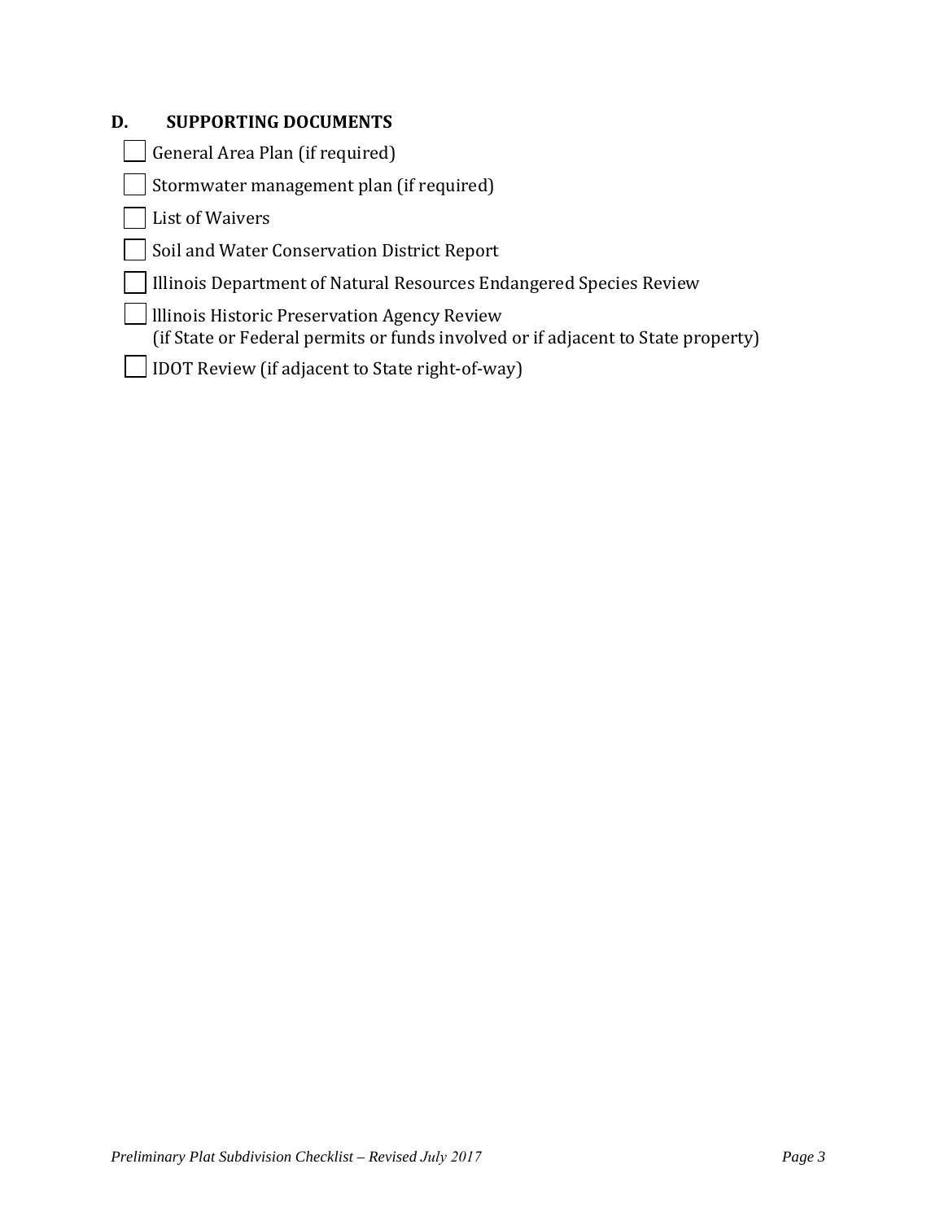## D. SUPPORTING DOCUMENTS

- [ ] General Area Plan (if required)
- [ ] Stormwater management plan (if required)
- [ ] List of Waivers
- [ ] Soil and Water Conservation District Report
- [ ] Illinois Department of Natural Resources Endangered Species Review
- [ ] lllinois Historic Preservation Agency Review
  (if State or Federal permits or funds involved or if adjacent to State property)
- [ ] IDOT Review (if adjacent to State right-of-way)